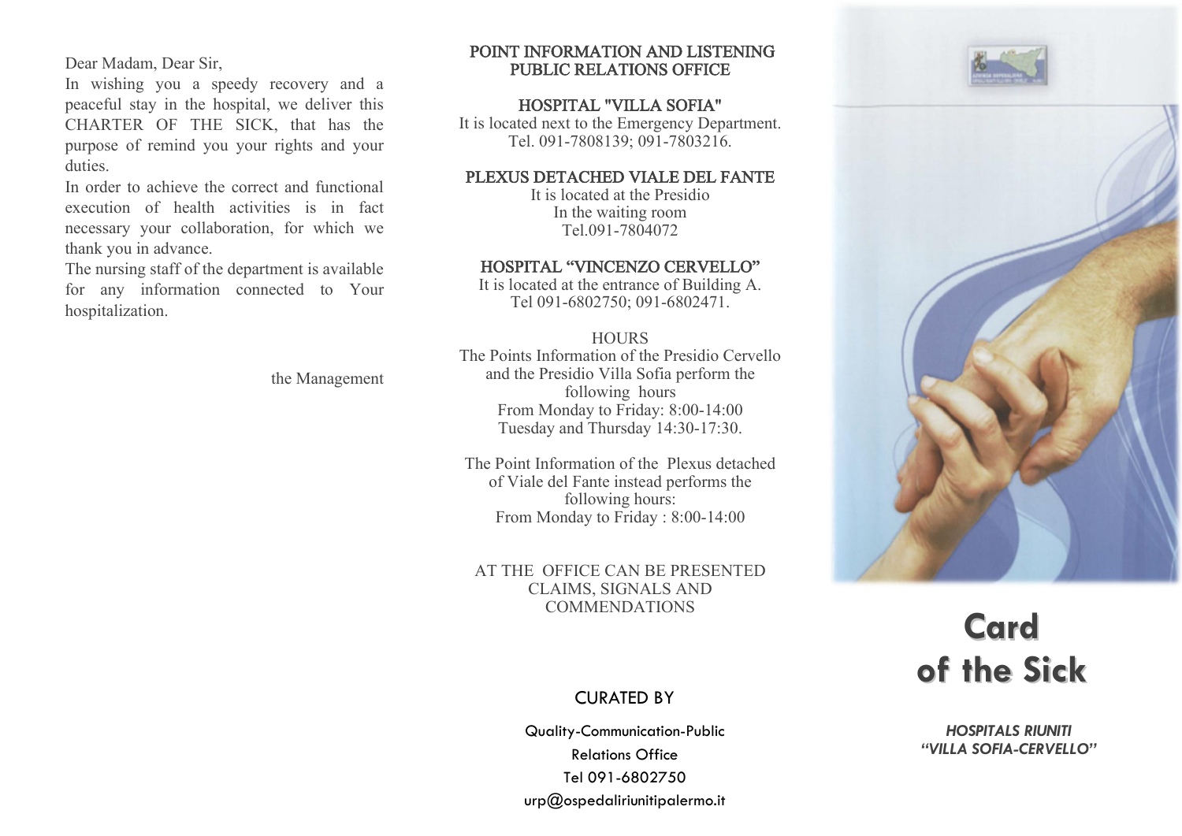Dear Madam, Dear Sir,

In wishing you a speedy recovery and a peaceful stay in the hospital, we deliver this CHARTER OF THE SICK, that has the purpose of remind you your rights and your duties.

In order to achieve the correct and functional execution of health activities is in fact necessary your collaboration, for which we thank you in advance.

The nursing staff of the department is available for any information connected to Your hospitalization.

the Management

## POINT INFORMATION AND LISTENING PUBLIC RELATIONS OFFICE

### HOSPITAL "VILLA SOFIA"

It is located next to the Emergency Department.
Tel. 091-7808139; 091-7803216.

### PLEXUS DETACHED VIALE DEL FANTE

It is located at the Presidio
In the waiting room
Tel.091-7804072

### HOSPITAL "VINCENZO CERVELLO"

It is located at the entrance of Building A.
Tel 091-6802750; 091-6802471.

HOURS

The Points Information of the Presidio Cervello and the Presidio Villa Sofia perform the following hours
From Monday to Friday: 8:00-14:00
Tuesday and Thursday 14:30-17:30.

The Point Information of the Plexus detached of Viale del Fante instead performs the following hours:
From Monday to Friday : 8:00-14:00

AT THE OFFICE CAN BE PRESENTED CLAIMS, SIGNALS AND COMMENDATIONS

CURATED BY

Quality-Communication-Public Relations Office
Tel 091-6802750
urp@ospedaliriunitipalermo.it

# Card of the Sick

***HOSPITALS RIUNITI "VILLA SOFIA-CERVELLO"***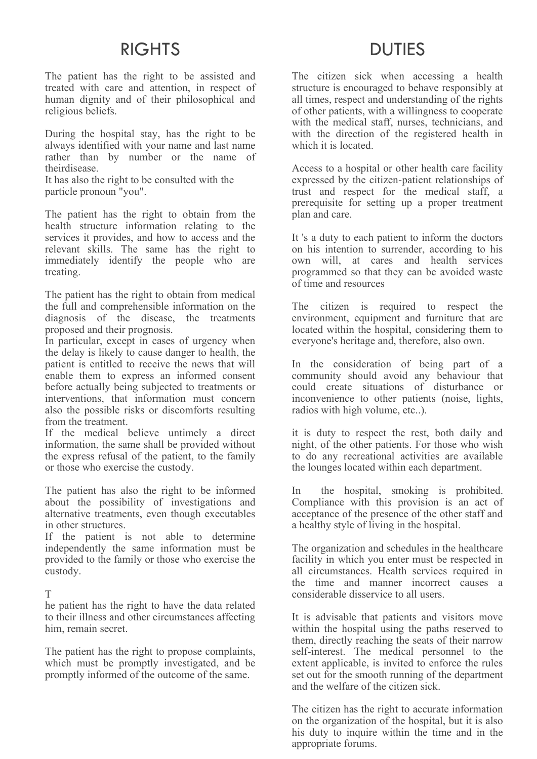## RIGHTS

The patient has the right to be assisted and treated with care and attention, in respect of human dignity and of their philosophical and religious beliefs.

During the hospital stay, has the right to be always identified with your name and last name rather than by number or the name of theirdisease.
It has also the right to be consulted with the particle pronoun "you".

The patient has the right to obtain from the health structure information relating to the services it provides, and how to access and the relevant skills. The same has the right to immediately identify the people who are treating.

The patient has the right to obtain from medical the full and comprehensible information on the diagnosis of the disease, the treatments proposed and their prognosis.
In particular, except in cases of urgency when the delay is likely to cause danger to health, the patient is entitled to receive the news that will enable them to express an informed consent before actually being subjected to treatments or interventions, that information must concern also the possible risks or discomforts resulting from the treatment.
If the medical believe untimely a direct information, the same shall be provided without the express refusal of the patient, to the family or those who exercise the custody.

The patient has also the right to be informed about the possibility of investigations and alternative treatments, even though executables in other structures.
If the patient is not able to determine independently the same information must be provided to the family or those who exercise the custody.

T
he patient has the right to have the data related to their illness and other circumstances affecting him, remain secret.

The patient has the right to propose complaints, which must be promptly investigated, and be promptly informed of the outcome of the same.

## DUTIES

The citizen sick when accessing a health structure is encouraged to behave responsibly at all times, respect and understanding of the rights of other patients, with a willingness to cooperate with the medical staff, nurses, technicians, and with the direction of the registered health in which it is located.

Access to a hospital or other health care facility expressed by the citizen-patient relationships of trust and respect for the medical staff, a prerequisite for setting up a proper treatment plan and care.

It 's a duty to each patient to inform the doctors on his intention to surrender, according to his own will, at cares and health services programmed so that they can be avoided waste of time and resources

The citizen is required to respect the environment, equipment and furniture that are located within the hospital, considering them to everyone's heritage and, therefore, also own.

In the consideration of being part of a community should avoid any behaviour that could create situations of disturbance or inconvenience to other patients (noise, lights, radios with high volume, etc..).

it is duty to respect the rest, both daily and night, of the other patients. For those who wish to do any recreational activities are available the lounges located within each department.

In the hospital, smoking is prohibited. Compliance with this provision is an act of acceptance of the presence of the other staff and a healthy style of living in the hospital.

The organization and schedules in the healthcare facility in which you enter must be respected in all circumstances. Health services required in the time and manner incorrect causes a considerable disservice to all users.

It is advisable that patients and visitors move within the hospital using the paths reserved to them, directly reaching the seats of their narrow self-interest. The medical personnel to the extent applicable, is invited to enforce the rules set out for the smooth running of the department and the welfare of the citizen sick.

The citizen has the right to accurate information on the organization of the hospital, but it is also his duty to inquire within the time and in the appropriate forums.